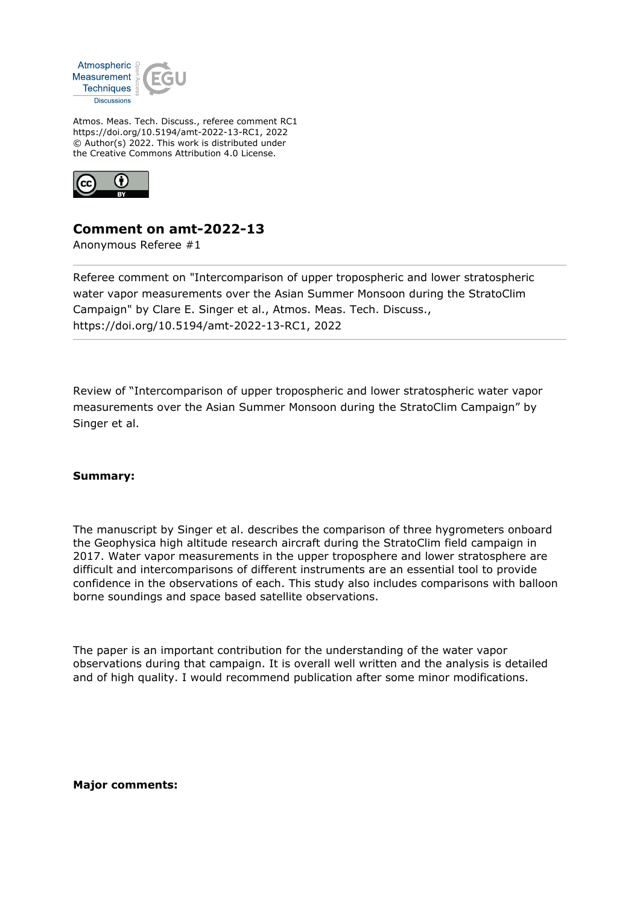Atmos. Meas. Tech. Discuss., referee comment RC1
https://doi.org/10.5194/amt-2022-13-RC1, 2022
© Author(s) 2022. This work is distributed under
the Creative Commons Attribution 4.0 License.

# Comment on amt-2022-13

Anonymous Referee #1

---

Referee comment on "Intercomparison of upper tropospheric and lower stratospheric water vapor measurements over the Asian Summer Monsoon during the StratoClim Campaign" by Clare E. Singer et al., Atmos. Meas. Tech. Discuss., https://doi.org/10.5194/amt-2022-13-RC1, 2022

---

Review of "Intercomparison of upper tropospheric and lower stratospheric water vapor measurements over the Asian Summer Monsoon during the StratoClim Campaign" by Singer et al.

**Summary:**

The manuscript by Singer et al. describes the comparison of three hygrometers onboard the Geophysica high altitude research aircraft during the StratoClim field campaign in 2017. Water vapor measurements in the upper troposphere and lower stratosphere are difficult and intercomparisons of different instruments are an essential tool to provide confidence in the observations of each. This study also includes comparisons with balloon borne soundings and space based satellite observations.

The paper is an important contribution for the understanding of the water vapor observations during that campaign. It is overall well written and the analysis is detailed and of high quality. I would recommend publication after some minor modifications.

**Major comments:**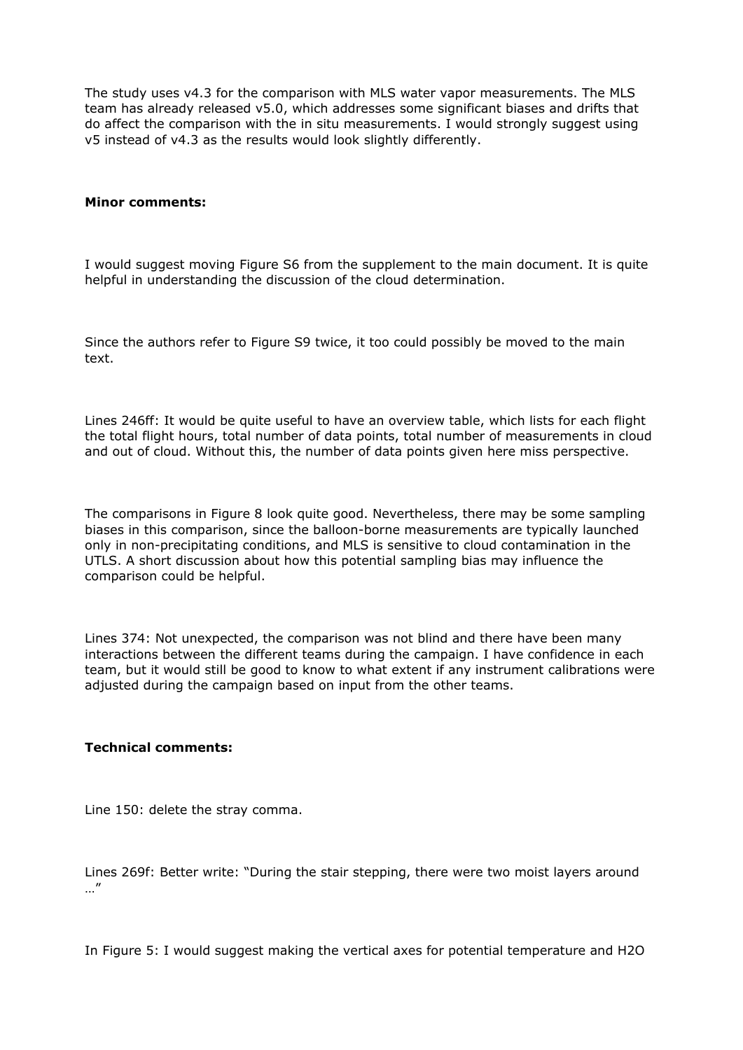The study uses v4.3 for the comparison with MLS water vapor measurements. The MLS team has already released v5.0, which addresses some significant biases and drifts that do affect the comparison with the in situ measurements. I would strongly suggest using v5 instead of v4.3 as the results would look slightly differently.

**Minor comments:**

I would suggest moving Figure S6 from the supplement to the main document. It is quite helpful in understanding the discussion of the cloud determination.

Since the authors refer to Figure S9 twice, it too could possibly be moved to the main text.

Lines 246ff: It would be quite useful to have an overview table, which lists for each flight the total flight hours, total number of data points, total number of measurements in cloud and out of cloud. Without this, the number of data points given here miss perspective.

The comparisons in Figure 8 look quite good. Nevertheless, there may be some sampling biases in this comparison, since the balloon-borne measurements are typically launched only in non-precipitating conditions, and MLS is sensitive to cloud contamination in the UTLS. A short discussion about how this potential sampling bias may influence the comparison could be helpful.

Lines 374: Not unexpected, the comparison was not blind and there have been many interactions between the different teams during the campaign. I have confidence in each team, but it would still be good to know to what extent if any instrument calibrations were adjusted during the campaign based on input from the other teams.

**Technical comments:**

Line 150: delete the stray comma.

Lines 269f: Better write: "During the stair stepping, there were two moist layers around …"

In Figure 5: I would suggest making the vertical axes for potential temperature and $H_2O$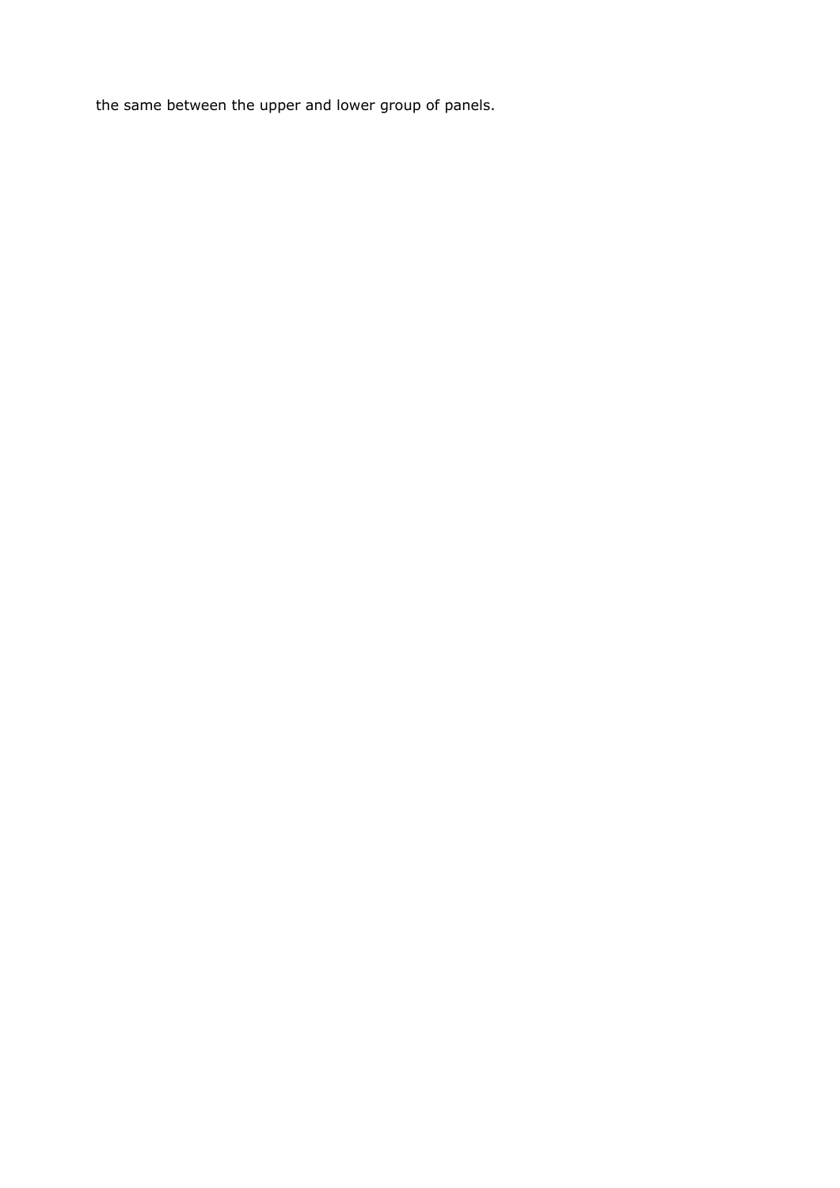the same between the upper and lower group of panels.